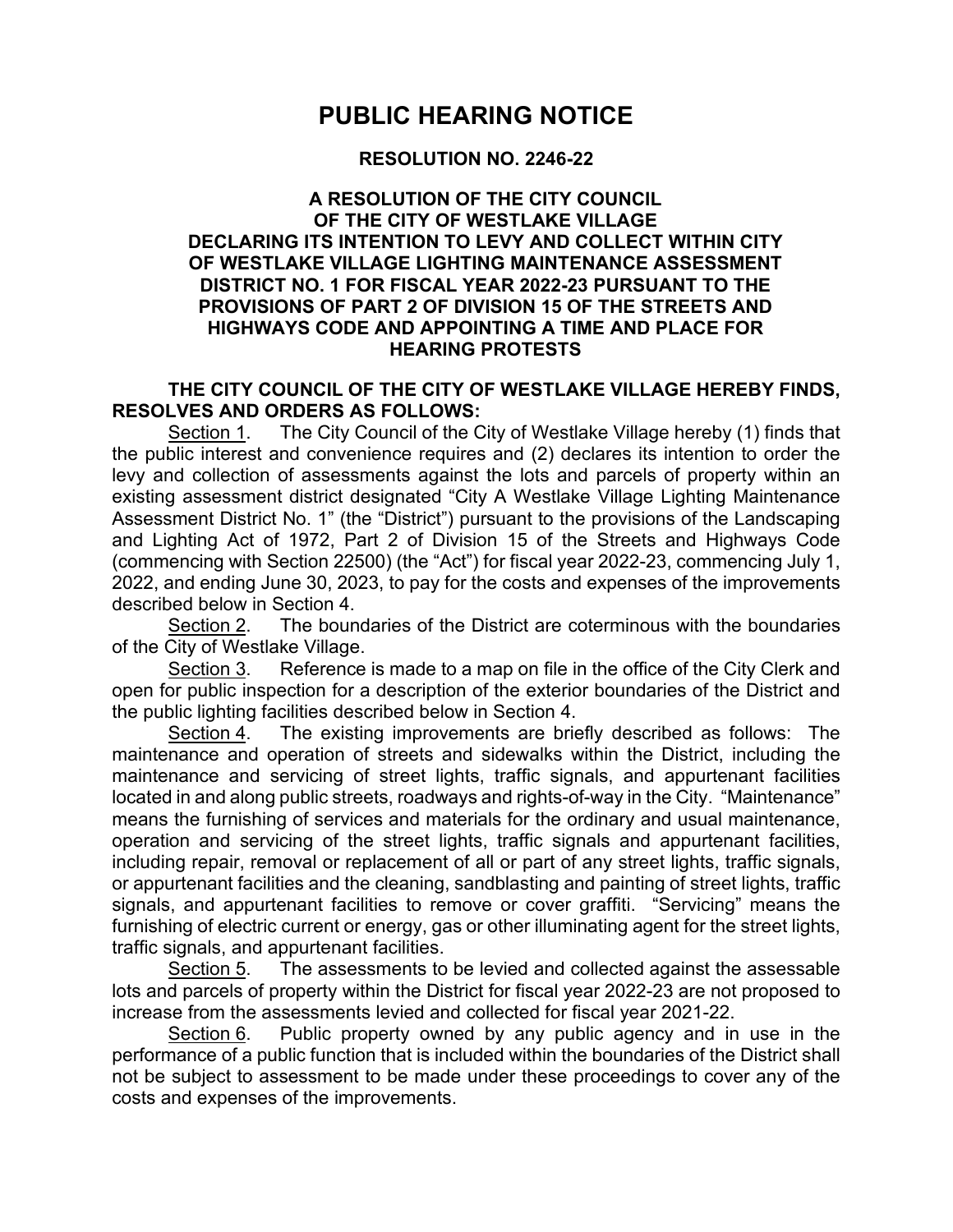# PUBLIC HEARING NOTICE

## RESOLUTION NO. 2246-22

## A RESOLUTION OF THE CITY COUNCIL OF THE CITY OF WESTLAKE VILLAGE DECLARING ITS INTENTION TO LEVY AND COLLECT WITHIN CITY OF WESTLAKE VILLAGE LIGHTING MAINTENANCE ASSESSMENT DISTRICT NO. 1 FOR FISCAL YEAR 2022-23 PURSUANT TO THE PROVISIONS OF PART 2 OF DIVISION 15 OF THE STREETS AND HIGHWAYS CODE AND APPOINTING A TIME AND PLACE FOR HEARING PROTESTS

**THE CITY COUNCIL OF THE CITY OF WESTLAKE VILLAGE HEREBY FINDS, RESOLVES AND ORDERS AS FOLLOWS:**

Section 1. The City Council of the City of Westlake Village hereby (1) finds that the public interest and convenience requires and (2) declares its intention to order the levy and collection of assessments against the lots and parcels of property within an existing assessment district designated "City A Westlake Village Lighting Maintenance Assessment District No. 1" (the "District") pursuant to the provisions of the Landscaping and Lighting Act of 1972, Part 2 of Division 15 of the Streets and Highways Code (commencing with Section 22500) (the "Act") for fiscal year 2022-23, commencing July 1, 2022, and ending June 30, 2023, to pay for the costs and expenses of the improvements described below in Section 4.

Section 2. The boundaries of the District are coterminous with the boundaries of the City of Westlake Village.

Section 3. Reference is made to a map on file in the office of the City Clerk and open for public inspection for a description of the exterior boundaries of the District and the public lighting facilities described below in Section 4.

Section 4. The existing improvements are briefly described as follows: The maintenance and operation of streets and sidewalks within the District, including the maintenance and servicing of street lights, traffic signals, and appurtenant facilities located in and along public streets, roadways and rights-of-way in the City. "Maintenance" means the furnishing of services and materials for the ordinary and usual maintenance, operation and servicing of the street lights, traffic signals and appurtenant facilities, including repair, removal or replacement of all or part of any street lights, traffic signals, or appurtenant facilities and the cleaning, sandblasting and painting of street lights, traffic signals, and appurtenant facilities to remove or cover graffiti. "Servicing" means the furnishing of electric current or energy, gas or other illuminating agent for the street lights, traffic signals, and appurtenant facilities.

Section 5. The assessments to be levied and collected against the assessable lots and parcels of property within the District for fiscal year 2022-23 are not proposed to increase from the assessments levied and collected for fiscal year 2021-22.

Section 6. Public property owned by any public agency and in use in the performance of a public function that is included within the boundaries of the District shall not be subject to assessment to be made under these proceedings to cover any of the costs and expenses of the improvements.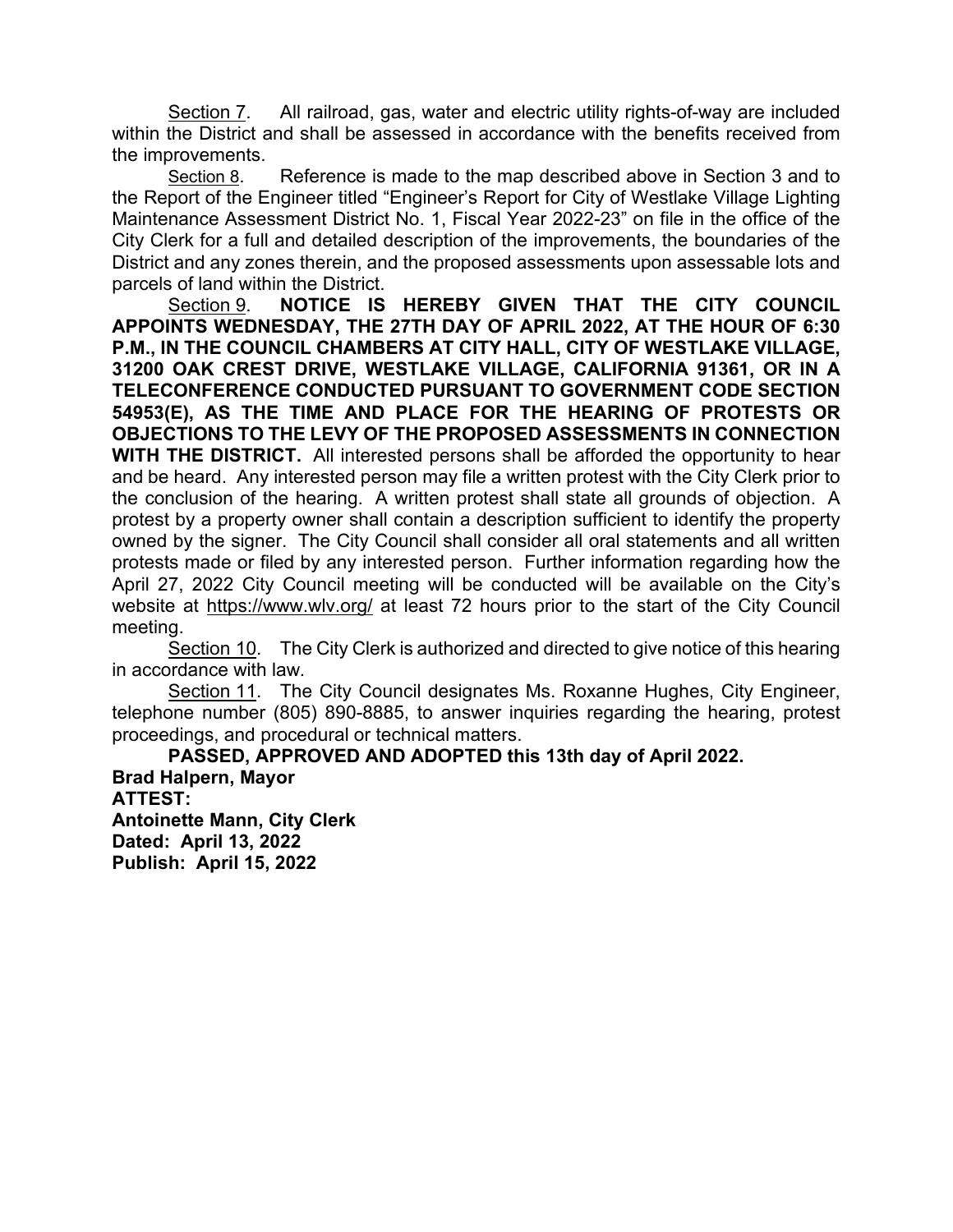Section 7. All railroad, gas, water and electric utility rights-of-way are included within the District and shall be assessed in accordance with the benefits received from the improvements.

Section 8. Reference is made to the map described above in Section 3 and to the Report of the Engineer titled "Engineer's Report for City of Westlake Village Lighting Maintenance Assessment District No. 1, Fiscal Year 2022-23" on file in the office of the City Clerk for a full and detailed description of the improvements, the boundaries of the District and any zones therein, and the proposed assessments upon assessable lots and parcels of land within the District.

Section 9. **NOTICE IS HEREBY GIVEN THAT THE CITY COUNCIL APPOINTS WEDNESDAY, THE 27TH DAY OF APRIL 2022, AT THE HOUR OF 6:30 P.M., IN THE COUNCIL CHAMBERS AT CITY HALL, CITY OF WESTLAKE VILLAGE, 31200 OAK CREST DRIVE, WESTLAKE VILLAGE, CALIFORNIA 91361, OR IN A TELECONFERENCE CONDUCTED PURSUANT TO GOVERNMENT CODE SECTION 54953(E), AS THE TIME AND PLACE FOR THE HEARING OF PROTESTS OR OBJECTIONS TO THE LEVY OF THE PROPOSED ASSESSMENTS IN CONNECTION WITH THE DISTRICT.** All interested persons shall be afforded the opportunity to hear and be heard. Any interested person may file a written protest with the City Clerk prior to the conclusion of the hearing. A written protest shall state all grounds of objection. A protest by a property owner shall contain a description sufficient to identify the property owned by the signer. The City Council shall consider all oral statements and all written protests made or filed by any interested person. Further information regarding how the April 27, 2022 City Council meeting will be conducted will be available on the City's website at https://www.wlv.org/ at least 72 hours prior to the start of the City Council meeting.

Section 10. The City Clerk is authorized and directed to give notice of this hearing in accordance with law.

Section 11. The City Council designates Ms. Roxanne Hughes, City Engineer, telephone number (805) 890-8885, to answer inquiries regarding the hearing, protest proceedings, and procedural or technical matters.

**PASSED, APPROVED AND ADOPTED this 13th day of April 2022.**

**Brad Halpern, Mayor**
**ATTEST:**
**Antoinette Mann, City Clerk**
**Dated: April 13, 2022**
**Publish: April 15, 2022**